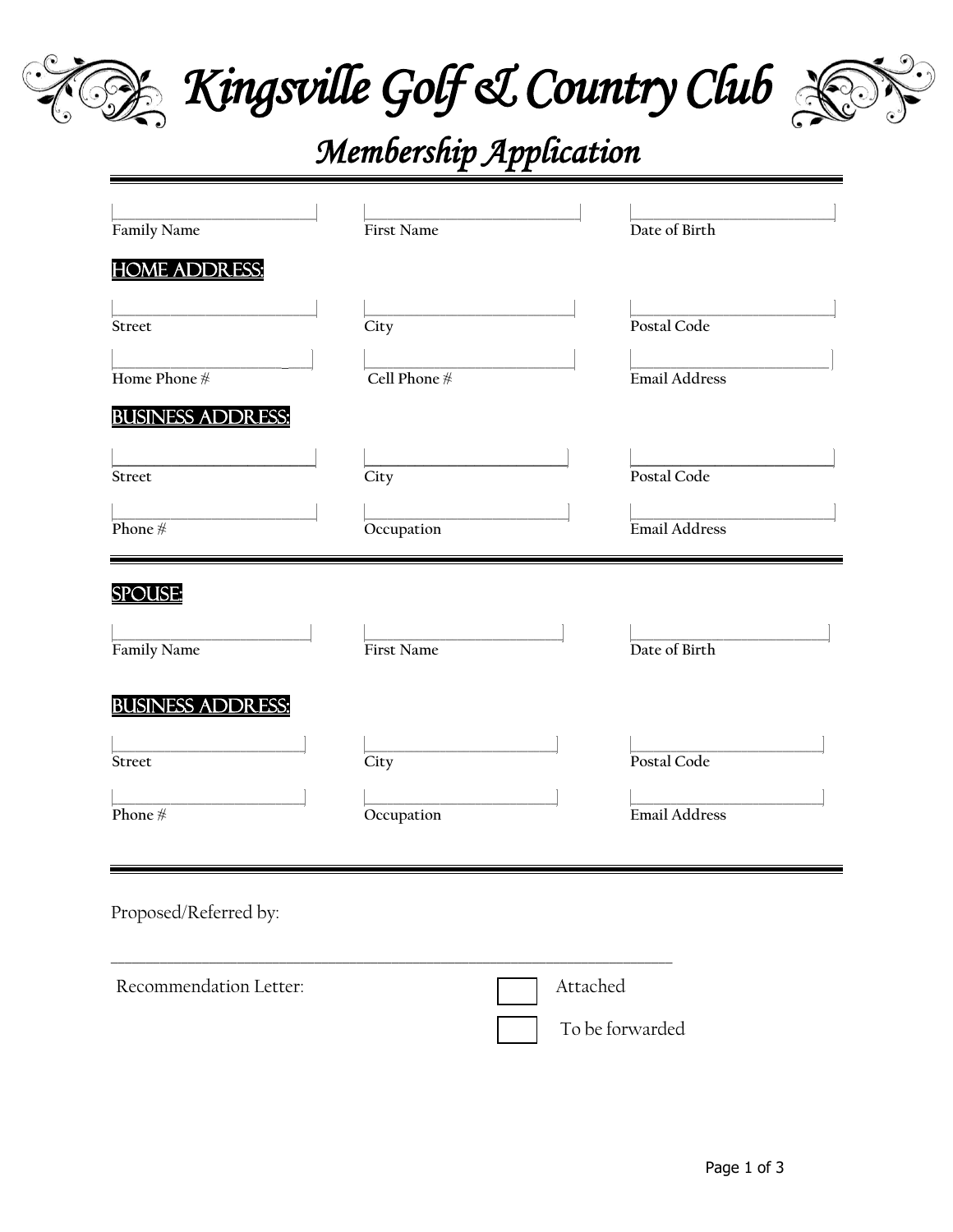# Kingsville Golf & Country Club

## Membership Application

| Family Name | First Name | Date of Birth |
|---|---|---|

**HOME ADDRESS:**

| Street | City | Postal Code |
|---|---|---|
| Home Phone # | Cell Phone # | Email Address |

**BUSINESS ADDRESS:**

| Street | City | Postal Code |
|---|---|---|
| Phone # | Occupation | Email Address |

**SPOUSE:**

| Family Name | First Name | Date of Birth |
|---|---|---|

**BUSINESS ADDRESS:**

| Street | City | Postal Code |
|---|---|---|
| Phone # | Occupation | Email Address |

Proposed/Referred by:

_______________________________________________________________

Recommendation Letter:

☐ Attached

☐ To be forwarded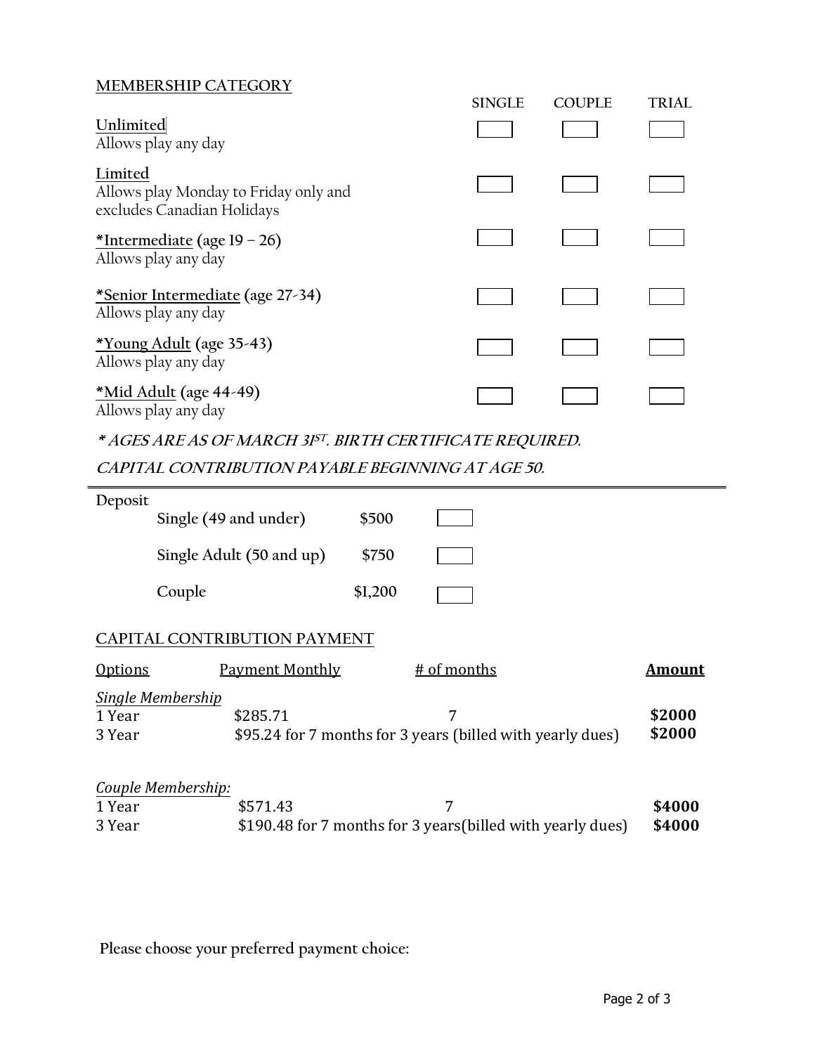## MEMBERSHIP CATEGORY

| | SINGLE | COUPLE | TRIAL |
|---|---|---|---|
| **Unlimited**<br>Allows play any day | ☐ | ☐ | ☐ |
| **Limited**<br>Allows play Monday to Friday only and excludes Canadian Holidays | ☐ | ☐ | ☐ |
| ***Intermediate** (age 19 – 26)<br>Allows play any day | ☐ | ☐ | ☐ |
| ***Senior Intermediate** (age 27-34)<br>Allows play any day | ☐ | ☐ | ☐ |
| ***Young Adult** (age 35-43)<br>Allows play any day | ☐ | ☐ | ☐ |
| ***Mid Adult** (age 44-49)<br>Allows play any day | ☐ | ☐ | ☐ |

***\* AGES ARE AS OF MARCH 31ST. BIRTH CERTIFICATE REQUIRED.***

***CAPITAL CONTRIBUTION PAYABLE BEGINNING AT AGE 50.***

---

**Deposit**

| | | |
|---|---|---|
| **Single (49 and under)** | **$500** | ☐ |
| **Single Adult (50 and up)** | **$750** | ☐ |
| **Couple** | **$1,200** | ☐ |

## CAPITAL CONTRIBUTION PAYMENT

| Options | Payment Monthly | # of months | **Amount** |
|---|---|---|---|
| *Single Membership* | | | |
| 1 Year | $285.71 | 7 | **$2000** |
| 3 Year | $95.24 for 7 months for 3 years (billed with yearly dues) | | **$2000** |
| *Couple Membership:* | | | |
| 1 Year | $571.43 | 7 | **$4000** |
| 3 Year | $190.48 for 7 months for 3 years(billed with yearly dues) | | **$4000** |

Please choose your preferred payment choice: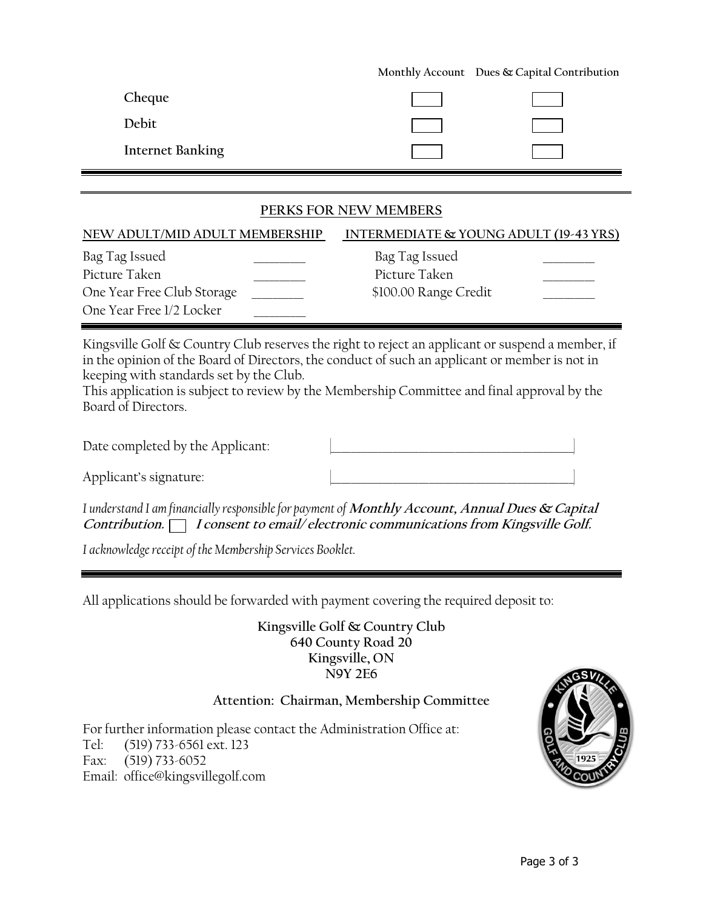| | Monthly Account | Dues & Capital Contribution |
|---|---|---|
| **Cheque** | ☐ | ☐ |
| **Debit** | ☐ | ☐ |
| **Internet Banking** | ☐ | ☐ |

## PERKS FOR NEW MEMBERS

| NEW ADULT/MID ADULT MEMBERSHIP | | INTERMEDIATE & YOUNG ADULT (19-43 YRS) | |
|---|---|---|---|
| Bag Tag Issued | ________ | Bag Tag Issued | ________ |
| Picture Taken | ________ | Picture Taken | ________ |
| One Year Free Club Storage | ________ | $100.00 Range Credit | ________ |
| One Year Free 1/2 Locker | ________ | | |

Kingsville Golf & Country Club reserves the right to reject an applicant or suspend a member, if in the opinion of the Board of Directors, the conduct of such an applicant or member is not in keeping with standards set by the Club.
This application is subject to review by the Membership Committee and final approval by the Board of Directors.

Date completed by the Applicant: ______________________________

Applicant's signature: ______________________________

*I understand I am financially responsible for payment of* ***Monthly Account, Annual Dues & Capital Contribution.*** ☐ ***I consent to email/ electronic communications from Kingsville Golf.***

*I acknowledge receipt of the Membership Services Booklet.*

All applications should be forwarded with payment covering the required deposit to:

**Kingsville Golf & Country Club**
**640 County Road 20**
**Kingsville, ON**
**N9Y 2E6**

**Attention: Chairman, Membership Committee**

For further information please contact the Administration Office at:
Tel: (519) 733-6561 ext. 123
Fax: (519) 733-6052
Email: office@kingsvillegolf.com